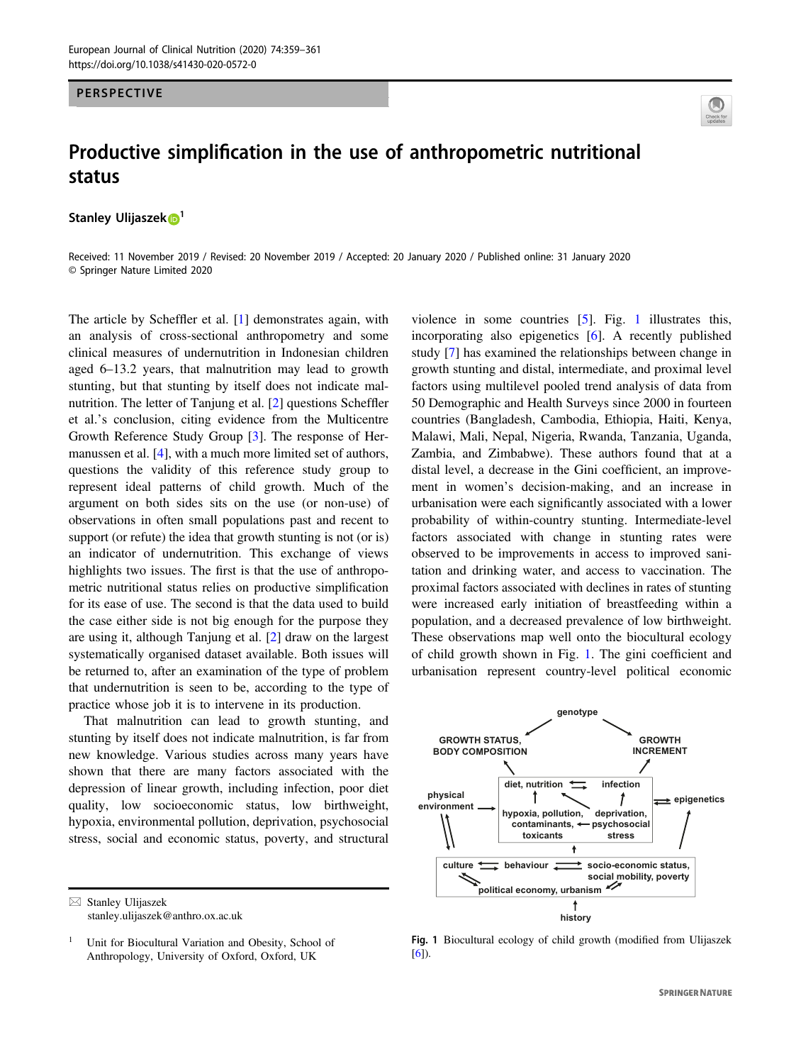PERSPECTIVE

# Productive simplification in the use of anthropometric nutritional status

**Stanley Ulijaszek**[1]

Received: 11 November 2019 / Revised: 20 November 2019 / Accepted: 20 January 2020 / Published online: 31 January 2020
© Springer Nature Limited 2020

The article by Scheffler et al. [1] demonstrates again, with an analysis of cross-sectional anthropometry and some clinical measures of undernutrition in Indonesian children aged 6–13.2 years, that malnutrition may lead to growth stunting, but that stunting by itself does not indicate malnutrition. The letter of Tanjung et al. [2] questions Scheffler et al.'s conclusion, citing evidence from the Multicentre Growth Reference Study Group [3]. The response of Hermanussen et al. [4], with a much more limited set of authors, questions the validity of this reference study group to represent ideal patterns of child growth. Much of the argument on both sides sits on the use (or non-use) of observations in often small populations past and recent to support (or refute) the idea that growth stunting is not (or is) an indicator of undernutrition. This exchange of views highlights two issues. The first is that the use of anthropometric nutritional status relies on productive simplification for its ease of use. The second is that the data used to build the case either side is not big enough for the purpose they are using it, although Tanjung et al. [2] draw on the largest systematically organised dataset available. Both issues will be returned to, after an examination of the type of problem that undernutrition is seen to be, according to the type of practice whose job it is to intervene in its production.

That malnutrition can lead to growth stunting, and stunting by itself does not indicate malnutrition, is far from new knowledge. Various studies across many years have shown that there are many factors associated with the depression of linear growth, including infection, poor diet quality, low socioeconomic status, low birthweight, hypoxia, environmental pollution, deprivation, psychosocial stress, social and economic status, poverty, and structural violence in some countries [5]. Fig. 1 illustrates this, incorporating also epigenetics [6]. A recently published study [7] has examined the relationships between change in growth stunting and distal, intermediate, and proximal level factors using multilevel pooled trend analysis of data from 50 Demographic and Health Surveys since 2000 in fourteen countries (Bangladesh, Cambodia, Ethiopia, Haiti, Kenya, Malawi, Mali, Nepal, Nigeria, Rwanda, Tanzania, Uganda, Zambia, and Zimbabwe). These authors found that at a distal level, a decrease in the Gini coefficient, an improvement in women's decision-making, and an increase in urbanisation were each significantly associated with a lower probability of within-country stunting. Intermediate-level factors associated with change in stunting rates were observed to be improvements in access to improved sanitation and drinking water, and access to vaccination. The proximal factors associated with declines in rates of stunting were increased early initiation of breastfeeding within a population, and a decreased prevalence of low birthweight. These observations map well onto the biocultural ecology of child growth shown in Fig. 1. The gini coefficient and urbanisation represent country-level political economic

Fig. 1 Biocultural ecology of child growth (modified from Ulijaszek [6]).

✉ Stanley Ulijaszek
stanley.ulijaszek@anthro.ox.ac.uk

[1] Unit for Biocultural Variation and Obesity, School of Anthropology, University of Oxford, Oxford, UK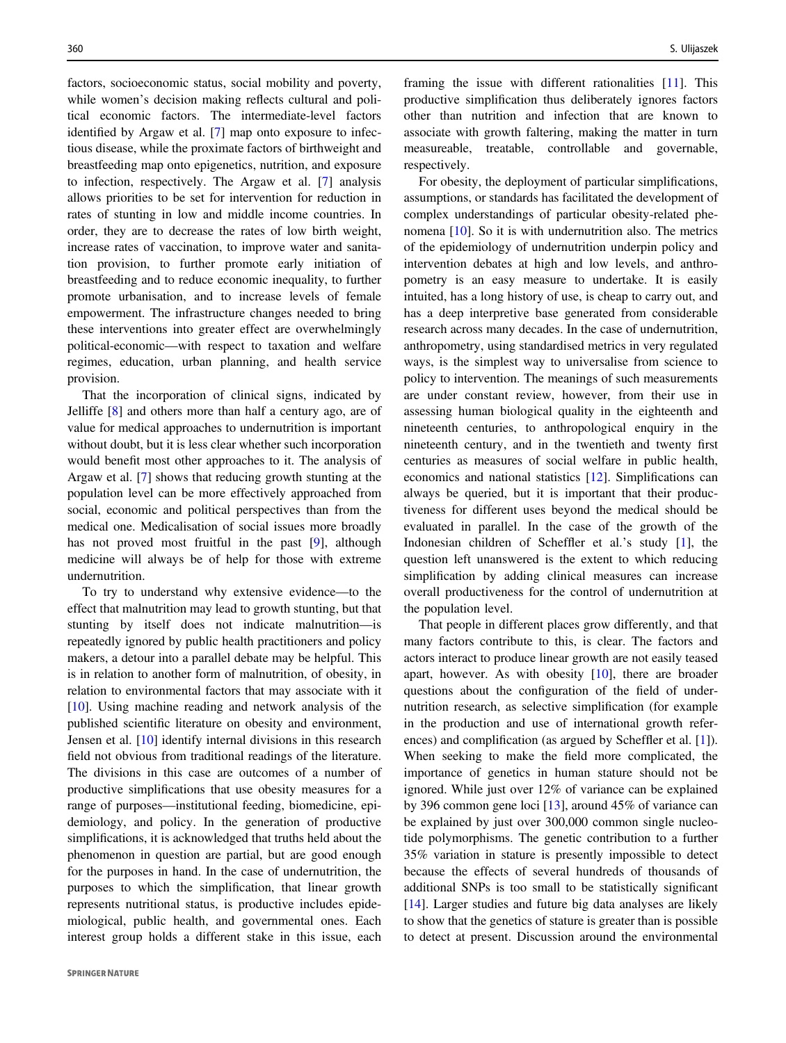factors, socioeconomic status, social mobility and poverty, while women's decision making reflects cultural and political economic factors. The intermediate-level factors identified by Argaw et al. [7] map onto exposure to infectious disease, while the proximate factors of birthweight and breastfeeding map onto epigenetics, nutrition, and exposure to infection, respectively. The Argaw et al. [7] analysis allows priorities to be set for intervention for reduction in rates of stunting in low and middle income countries. In order, they are to decrease the rates of low birth weight, increase rates of vaccination, to improve water and sanitation provision, to further promote early initiation of breastfeeding and to reduce economic inequality, to further promote urbanisation, and to increase levels of female empowerment. The infrastructure changes needed to bring these interventions into greater effect are overwhelmingly political-economic—with respect to taxation and welfare regimes, education, urban planning, and health service provision.

That the incorporation of clinical signs, indicated by Jelliffe [8] and others more than half a century ago, are of value for medical approaches to undernutrition is important without doubt, but it is less clear whether such incorporation would benefit most other approaches to it. The analysis of Argaw et al. [7] shows that reducing growth stunting at the population level can be more effectively approached from social, economic and political perspectives than from the medical one. Medicalisation of social issues more broadly has not proved most fruitful in the past [9], although medicine will always be of help for those with extreme undernutrition.

To try to understand why extensive evidence—to the effect that malnutrition may lead to growth stunting, but that stunting by itself does not indicate malnutrition—is repeatedly ignored by public health practitioners and policy makers, a detour into a parallel debate may be helpful. This is in relation to another form of malnutrition, of obesity, in relation to environmental factors that may associate with it [10]. Using machine reading and network analysis of the published scientific literature on obesity and environment, Jensen et al. [10] identify internal divisions in this research field not obvious from traditional readings of the literature. The divisions in this case are outcomes of a number of productive simplifications that use obesity measures for a range of purposes—institutional feeding, biomedicine, epidemiology, and policy. In the generation of productive simplifications, it is acknowledged that truths held about the phenomenon in question are partial, but are good enough for the purposes in hand. In the case of undernutrition, the purposes to which the simplification, that linear growth represents nutritional status, is productive includes epidemiological, public health, and governmental ones. Each interest group holds a different stake in this issue, each framing the issue with different rationalities [11]. This productive simplification thus deliberately ignores factors other than nutrition and infection that are known to associate with growth faltering, making the matter in turn measureable, treatable, controllable and governable, respectively.

For obesity, the deployment of particular simplifications, assumptions, or standards has facilitated the development of complex understandings of particular obesity-related phenomena [10]. So it is with undernutrition also. The metrics of the epidemiology of undernutrition underpin policy and intervention debates at high and low levels, and anthropometry is an easy measure to undertake. It is easily intuited, has a long history of use, is cheap to carry out, and has a deep interpretive base generated from considerable research across many decades. In the case of undernutrition, anthropometry, using standardised metrics in very regulated ways, is the simplest way to universalise from science to policy to intervention. The meanings of such measurements are under constant review, however, from their use in assessing human biological quality in the eighteenth and nineteenth centuries, to anthropological enquiry in the nineteenth century, and in the twentieth and twenty first centuries as measures of social welfare in public health, economics and national statistics [12]. Simplifications can always be queried, but it is important that their productiveness for different uses beyond the medical should be evaluated in parallel. In the case of the growth of the Indonesian children of Scheffler et al.'s study [1], the question left unanswered is the extent to which reducing simplification by adding clinical measures can increase overall productiveness for the control of undernutrition at the population level.

That people in different places grow differently, and that many factors contribute to this, is clear. The factors and actors interact to produce linear growth are not easily teased apart, however. As with obesity [10], there are broader questions about the configuration of the field of undernutrition research, as selective simplification (for example in the production and use of international growth references) and complification (as argued by Scheffler et al. [1]). When seeking to make the field more complicated, the importance of genetics in human stature should not be ignored. While just over 12% of variance can be explained by 396 common gene loci [13], around 45% of variance can be explained by just over 300,000 common single nucleotide polymorphisms. The genetic contribution to a further 35% variation in stature is presently impossible to detect because the effects of several hundreds of thousands of additional SNPs is too small to be statistically significant [14]. Larger studies and future big data analyses are likely to show that the genetics of stature is greater than is possible to detect at present. Discussion around the environmental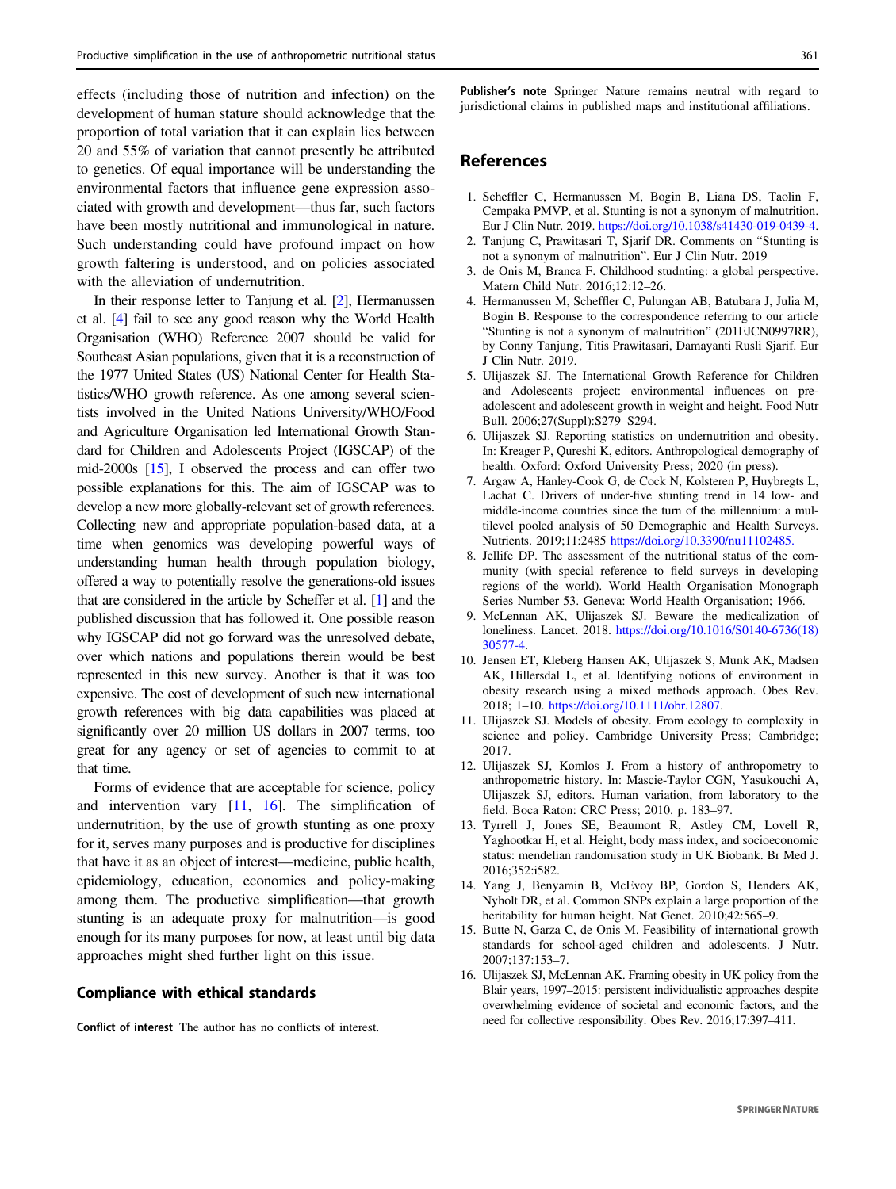effects (including those of nutrition and infection) on the development of human stature should acknowledge that the proportion of total variation that it can explain lies between 20 and 55% of variation that cannot presently be attributed to genetics. Of equal importance will be understanding the environmental factors that influence gene expression associated with growth and development—thus far, such factors have been mostly nutritional and immunological in nature. Such understanding could have profound impact on how growth faltering is understood, and on policies associated with the alleviation of undernutrition.

In their response letter to Tanjung et al. [2], Hermanussen et al. [4] fail to see any good reason why the World Health Organisation (WHO) Reference 2007 should be valid for Southeast Asian populations, given that it is a reconstruction of the 1977 United States (US) National Center for Health Statistics/WHO growth reference. As one among several scientists involved in the United Nations University/WHO/Food and Agriculture Organisation led International Growth Standard for Children and Adolescents Project (IGSCAP) of the mid-2000s [15], I observed the process and can offer two possible explanations for this. The aim of IGSCAP was to develop a new more globally-relevant set of growth references. Collecting new and appropriate population-based data, at a time when genomics was developing powerful ways of understanding human health through population biology, offered a way to potentially resolve the generations-old issues that are considered in the article by Scheffer et al. [1] and the published discussion that has followed it. One possible reason why IGSCAP did not go forward was the unresolved debate, over which nations and populations therein would be best represented in this new survey. Another is that it was too expensive. The cost of development of such new international growth references with big data capabilities was placed at significantly over 20 million US dollars in 2007 terms, too great for any agency or set of agencies to commit to at that time.

Forms of evidence that are acceptable for science, policy and intervention vary [11, 16]. The simplification of undernutrition, by the use of growth stunting as one proxy for it, serves many purposes and is productive for disciplines that have it as an object of interest—medicine, public health, epidemiology, education, economics and policy-making among them. The productive simplification—that growth stunting is an adequate proxy for malnutrition—is good enough for its many purposes for now, at least until big data approaches might shed further light on this issue.

## Compliance with ethical standards

**Conflict of interest** The author has no conflicts of interest.

**Publisher's note** Springer Nature remains neutral with regard to jurisdictional claims in published maps and institutional affiliations.

## References

1. Scheffler C, Hermanussen M, Bogin B, Liana DS, Taolin F, Cempaka PMVP, et al. Stunting is not a synonym of malnutrition. Eur J Clin Nutr. 2019. https://doi.org/10.1038/s41430-019-0439-4.
2. Tanjung C, Prawitasari T, Sjarif DR. Comments on "Stunting is not a synonym of malnutrition". Eur J Clin Nutr. 2019
3. de Onis M, Branca F. Childhood studnting: a global perspective. Matern Child Nutr. 2016;12:12–26.
4. Hermanussen M, Scheffler C, Pulungan AB, Batubara J, Julia M, Bogin B. Response to the correspondence referring to our article "Stunting is not a synonym of malnutrition" (201EJCN0997RR), by Conny Tanjung, Titis Prawitasari, Damayanti Rusli Sjarif. Eur J Clin Nutr. 2019.
5. Ulijaszek SJ. The International Growth Reference for Children and Adolescents project: environmental influences on preadolescent and adolescent growth in weight and height. Food Nutr Bull. 2006;27(Suppl):S279–S294.
6. Ulijaszek SJ. Reporting statistics on undernutrition and obesity. In: Kreager P, Qureshi K, editors. Anthropological demography of health. Oxford: Oxford University Press; 2020 (in press).
7. Argaw A, Hanley-Cook G, de Cock N, Kolsteren P, Huybregts L, Lachat C. Drivers of under-five stunting trend in 14 low- and middle-income countries since the turn of the millennium: a multilevel pooled analysis of 50 Demographic and Health Surveys. Nutrients. 2019;11:2485 https://doi.org/10.3390/nu11102485.
8. Jellife DP. The assessment of the nutritional status of the community (with special reference to field surveys in developing regions of the world). World Health Organisation Monograph Series Number 53. Geneva: World Health Organisation; 1966.
9. McLennan AK, Ulijaszek SJ. Beware the medicalization of loneliness. Lancet. 2018. https://doi.org/10.1016/S0140-6736(18)30577-4.
10. Jensen ET, Kleberg Hansen AK, Ulijaszek S, Munk AK, Madsen AK, Hillersdal L, et al. Identifying notions of environment in obesity research using a mixed methods approach. Obes Rev. 2018; 1–10. https://doi.org/10.1111/obr.12807.
11. Ulijaszek SJ. Models of obesity. From ecology to complexity in science and policy. Cambridge University Press; Cambridge; 2017.
12. Ulijaszek SJ, Komlos J. From a history of anthropometry to anthropometric history. In: Mascie-Taylor CGN, Yasukouchi A, Ulijaszek SJ, editors. Human variation, from laboratory to the field. Boca Raton: CRC Press; 2010. p. 183–97.
13. Tyrrell J, Jones SE, Beaumont R, Astley CM, Lovell R, Yaghootkar H, et al. Height, body mass index, and socioeconomic status: mendelian randomisation study in UK Biobank. Br Med J. 2016;352:i582.
14. Yang J, Benyamin B, McEvoy BP, Gordon S, Henders AK, Nyholt DR, et al. Common SNPs explain a large proportion of the heritability for human height. Nat Genet. 2010;42:565–9.
15. Butte N, Garza C, de Onis M. Feasibility of international growth standards for school-aged children and adolescents. J Nutr. 2007;137:153–7.
16. Ulijaszek SJ, McLennan AK. Framing obesity in UK policy from the Blair years, 1997–2015: persistent individualistic approaches despite overwhelming evidence of societal and economic factors, and the need for collective responsibility. Obes Rev. 2016;17:397–411.